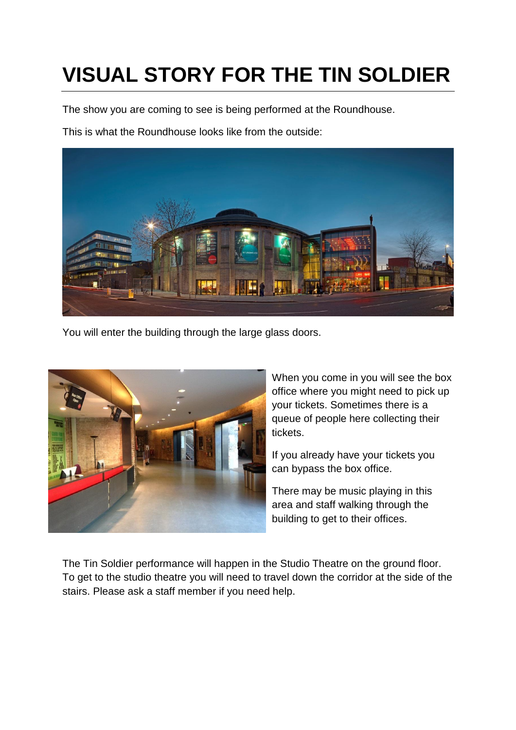# VISUAL STORY FOR THE TIN SOLDIER

The show you are coming to see is being performed at the Roundhouse.

This is what the Roundhouse looks like from the outside:

You will enter the building through the large glass doors.

When you come in you will see the box office where you might need to pick up your tickets. Sometimes there is a queue of people here collecting their tickets.

If you already have your tickets you can bypass the box office.

There may be music playing in this area and staff walking through the building to get to their offices.

The Tin Soldier performance will happen in the Studio Theatre on the ground floor. To get to the studio theatre you will need to travel down the corridor at the side of the stairs. Please ask a staff member if you need help.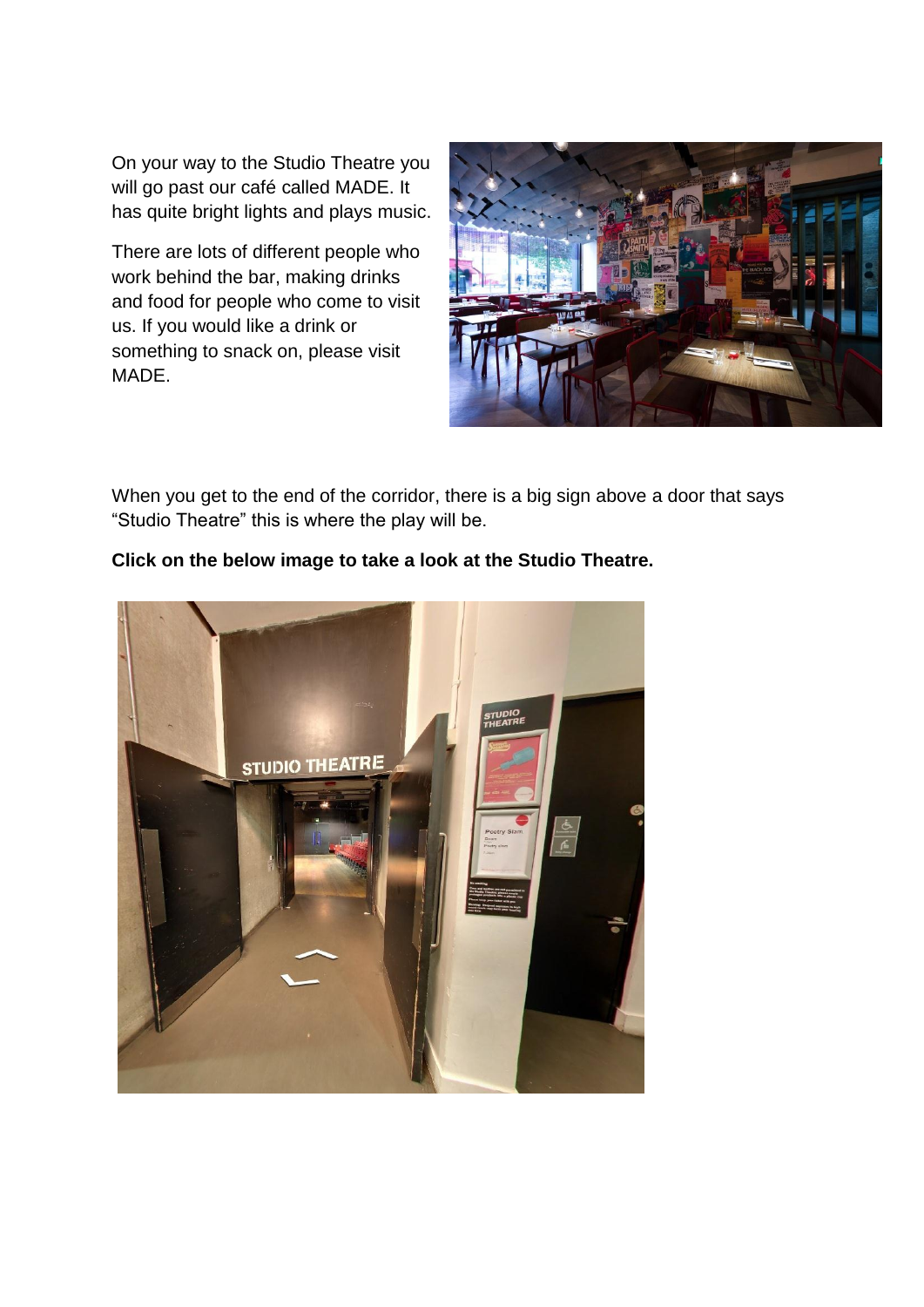On your way to the Studio Theatre you will go past our café called MADE. It has quite bright lights and plays music.

There are lots of different people who work behind the bar, making drinks and food for people who come to visit us. If you would like a drink or something to snack on, please visit MADE.

When you get to the end of the corridor, there is a big sign above a door that says "Studio Theatre" this is where the play will be.

**Click on the below image to take a look at the Studio Theatre.**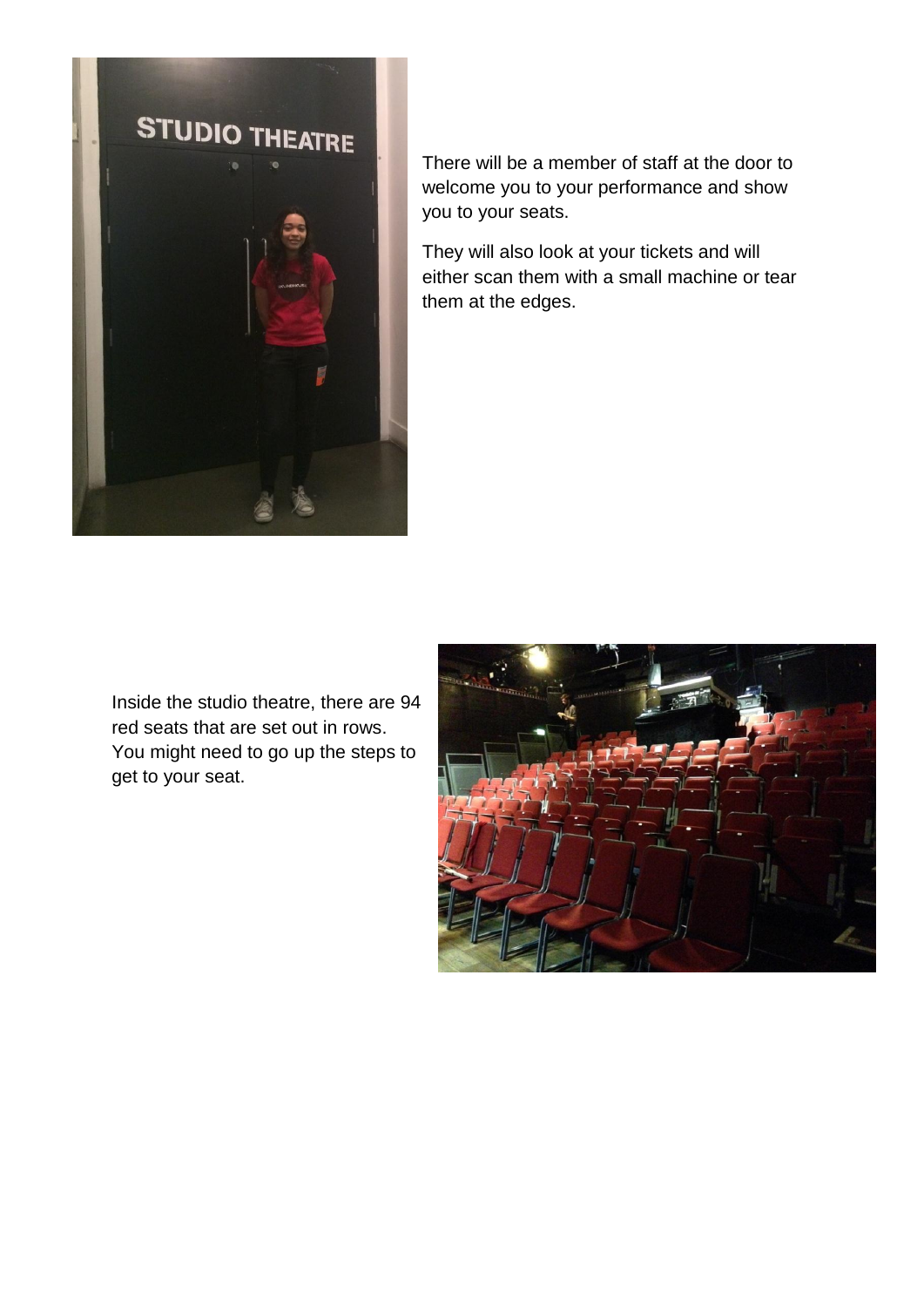There will be a member of staff at the door to welcome you to your performance and show you to your seats.

They will also look at your tickets and will either scan them with a small machine or tear them at the edges.

Inside the studio theatre, there are 94 red seats that are set out in rows. You might need to go up the steps to get to your seat.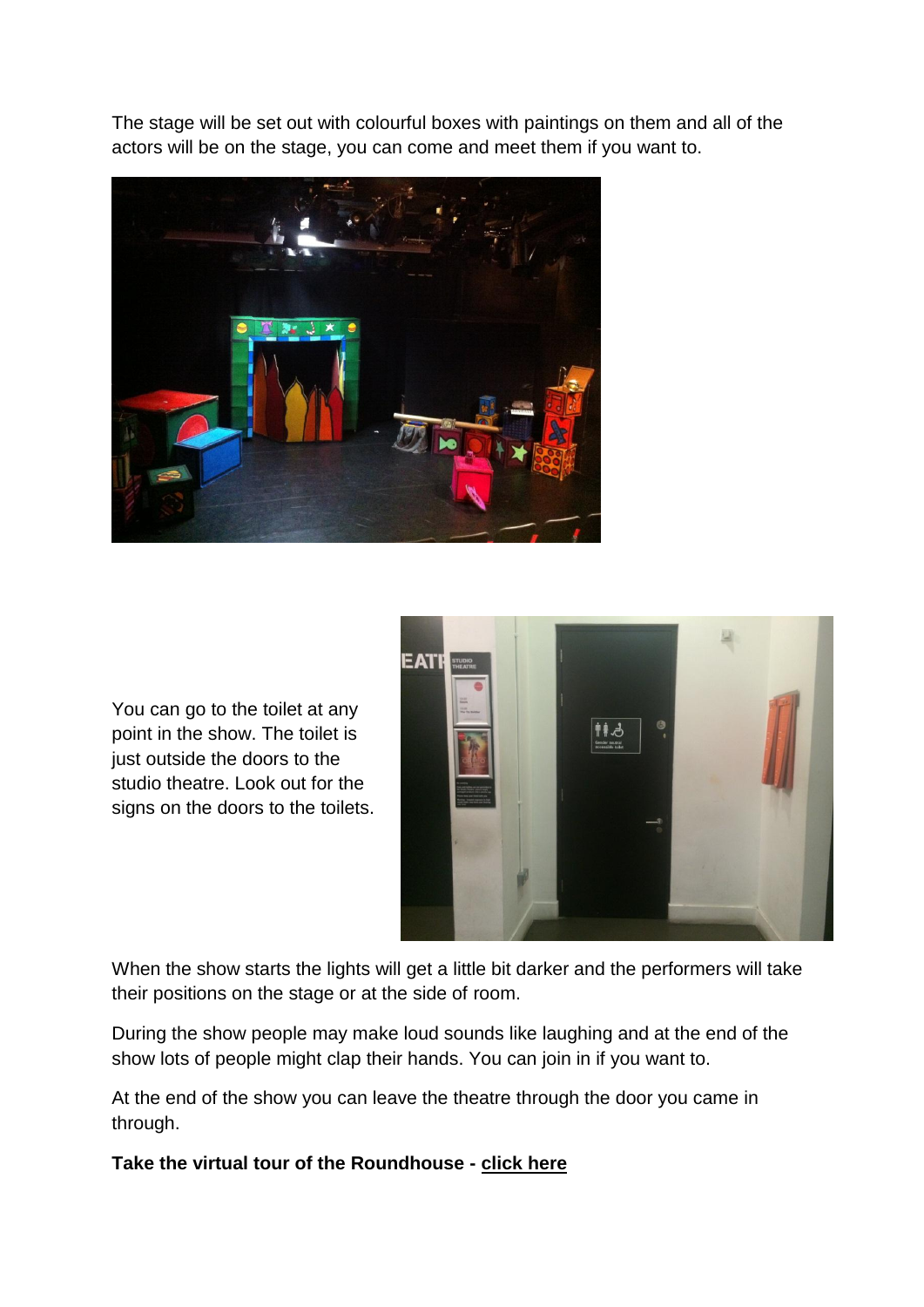The stage will be set out with colourful boxes with paintings on them and all of the actors will be on the stage, you can come and meet them if you want to.

You can go to the toilet at any point in the show. The toilet is just outside the doors to the studio theatre. Look out for the signs on the doors to the toilets.

When the show starts the lights will get a little bit darker and the performers will take their positions on the stage or at the side of room.

During the show people may make loud sounds like laughing and at the end of the show lots of people might clap their hands. You can join in if you want to.

At the end of the show you can leave the theatre through the door you came in through.

**Take the virtual tour of the Roundhouse - click here**